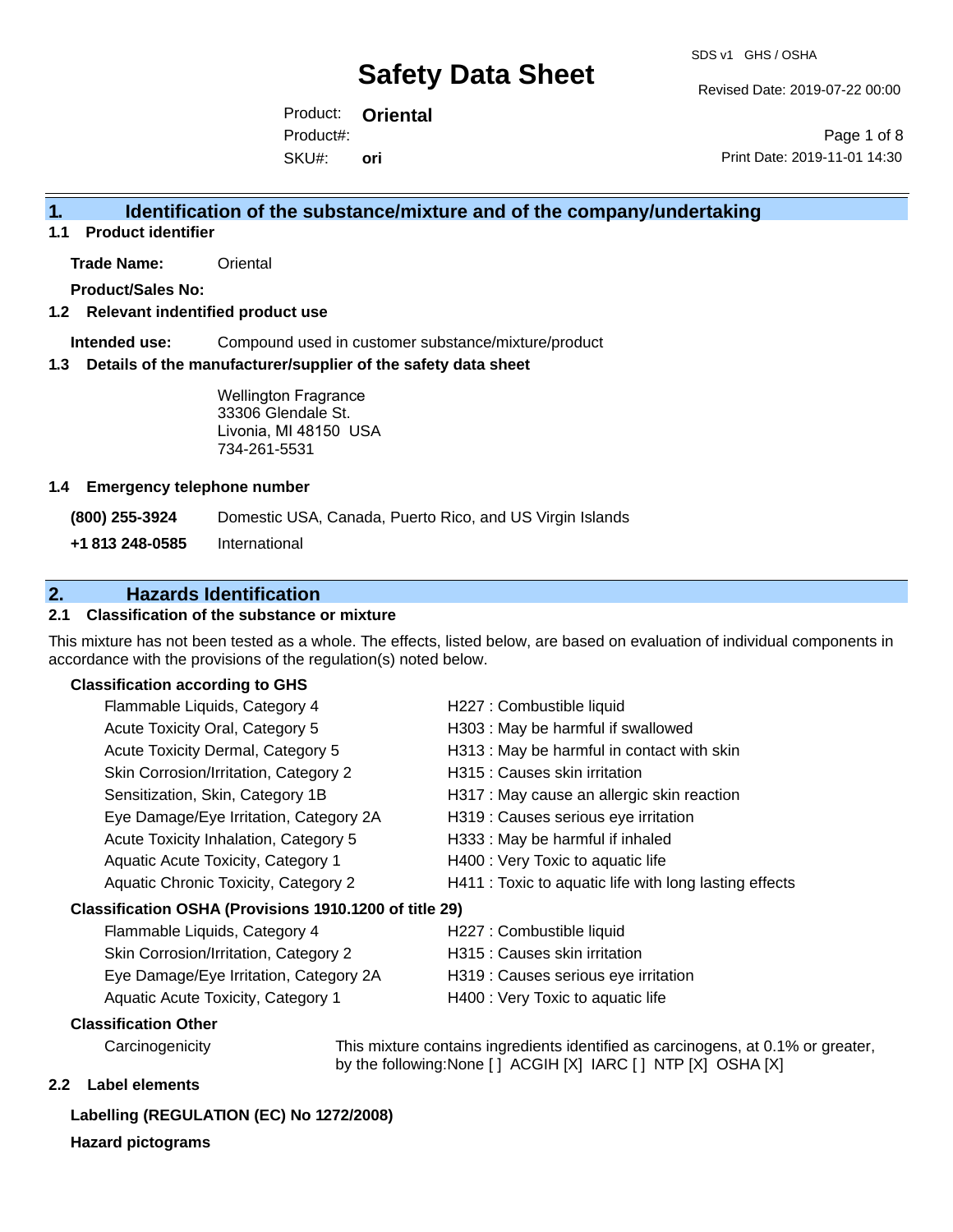# Safety Data Sheet

SDS v1 GHS / OSHA

Revised Date: 2019-07-22 00:00

Product: **Oriental**

Product#:

SKU#: **ori**

Print Date: 2019-11-01 14:30

## 1. Identification of the substance/mixture and of the company/undertaking

### 1.1 Product identifier

**Trade Name:** Oriental

**Product/Sales No:**

### 1.2 Relevant identified product use

**Intended use:** Compound used in customer substance/mixture/product

### 1.3 Details of the manufacturer/supplier of the safety data sheet

Wellington Fragrance
33306 Glendale St.
Livonia, MI 48150 USA
734-261-5531

### 1.4 Emergency telephone number

| | |
|---|---|
| **(800) 255-3924** | Domestic USA, Canada, Puerto Rico, and US Virgin Islands |
| **+1 813 248-0585** | International |

## 2. Hazards Identification

### 2.1 Classification of the substance or mixture

This mixture has not been tested as a whole. The effects, listed below, are based on evaluation of individual components in accordance with the provisions of the regulation(s) noted below.

**Classification according to GHS**

| | |
|---|---|
| Flammable Liquids, Category 4 | H227 : Combustible liquid |
| Acute Toxicity Oral, Category 5 | H303 : May be harmful if swallowed |
| Acute Toxicity Dermal, Category 5 | H313 : May be harmful in contact with skin |
| Skin Corrosion/Irritation, Category 2 | H315 : Causes skin irritation |
| Sensitization, Skin, Category 1B | H317 : May cause an allergic skin reaction |
| Eye Damage/Eye Irritation, Category 2A | H319 : Causes serious eye irritation |
| Acute Toxicity Inhalation, Category 5 | H333 : May be harmful if inhaled |
| Aquatic Acute Toxicity, Category 1 | H400 : Very Toxic to aquatic life |
| Aquatic Chronic Toxicity, Category 2 | H411 : Toxic to aquatic life with long lasting effects |

**Classification OSHA (Provisions 1910.1200 of title 29)**

| | |
|---|---|
| Flammable Liquids, Category 4 | H227 : Combustible liquid |
| Skin Corrosion/Irritation, Category 2 | H315 : Causes skin irritation |
| Eye Damage/Eye Irritation, Category 2A | H319 : Causes serious eye irritation |
| Aquatic Acute Toxicity, Category 1 | H400 : Very Toxic to aquatic life |

**Classification Other**

Carcinogenicity — This mixture contains ingredients identified as carcinogens, at 0.1% or greater, by the following:None [ ] ACGIH [X] IARC [ ] NTP [X] OSHA [X]

### 2.2 Label elements

**Labelling (REGULATION (EC) No 1272/2008)**

**Hazard pictograms**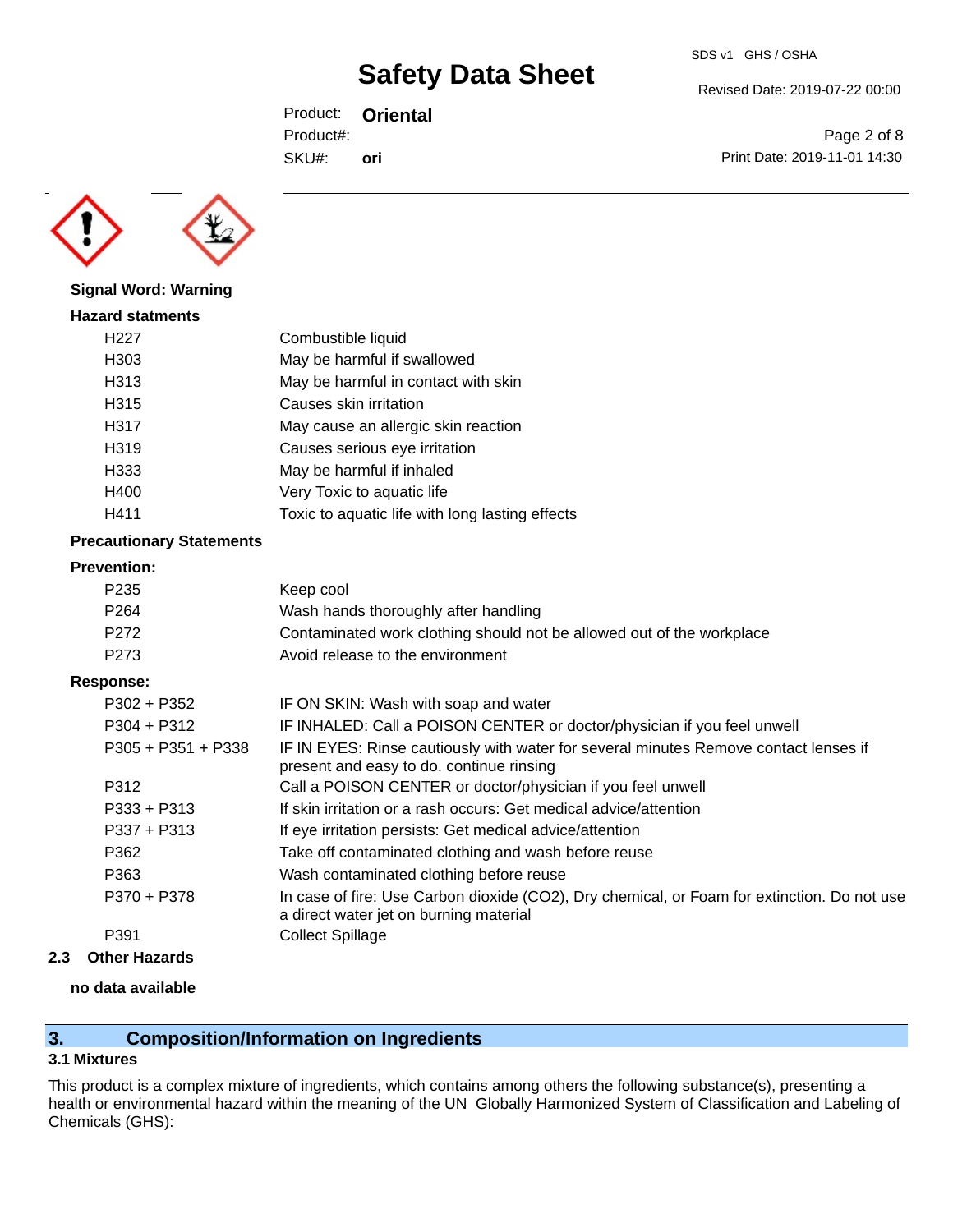**Signal Word: Warning**

**Hazard statments**

| | |
|---|---|
| H227 | Combustible liquid |
| H303 | May be harmful if swallowed |
| H313 | May be harmful in contact with skin |
| H315 | Causes skin irritation |
| H317 | May cause an allergic skin reaction |
| H319 | Causes serious eye irritation |
| H333 | May be harmful if inhaled |
| H400 | Very Toxic to aquatic life |
| H411 | Toxic to aquatic life with long lasting effects |

**Precautionary Statements**

**Prevention:**

| | |
|---|---|
| P235 | Keep cool |
| P264 | Wash hands thoroughly after handling |
| P272 | Contaminated work clothing should not be allowed out of the workplace |
| P273 | Avoid release to the environment |

**Response:**

| | |
|---|---|
| P302 + P352 | IF ON SKIN: Wash with soap and water |
| P304 + P312 | IF INHALED: Call a POISON CENTER or doctor/physician if you feel unwell |
| P305 + P351 + P338 | IF IN EYES: Rinse cautiously with water for several minutes Remove contact lenses if present and easy to do. continue rinsing |
| P312 | Call a POISON CENTER or doctor/physician if you feel unwell |
| P333 + P313 | If skin irritation or a rash occurs: Get medical advice/attention |
| P337 + P313 | If eye irritation persists: Get medical advice/attention |
| P362 | Take off contaminated clothing and wash before reuse |
| P363 | Wash contaminated clothing before reuse |
| P370 + P378 | In case of fire: Use Carbon dioxide ($CO_2$), Dry chemical, or Foam for extinction. Do not use a direct water jet on burning material |
| P391 | Collect Spillage |

### 2.3 Other Hazards

**no data available**

## 3. Composition/Information on Ingredients

### 3.1 Mixtures

This product is a complex mixture of ingredients, which contains among others the following substance(s), presenting a health or environmental hazard within the meaning of the UN Globally Harmonized System of Classification and Labeling of Chemicals (GHS):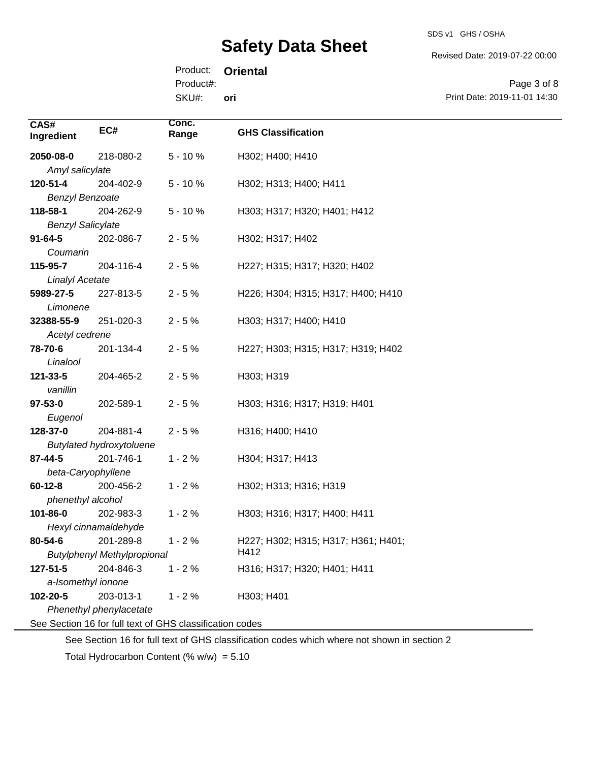| CAS# Ingredient | EC# | Conc. Range | GHS Classification |
|---|---|---|---|
| **2050-08-0** *Amyl salicylate* | 218-080-2 | 5 - 10 % | H302; H400; H410 |
| **120-51-4** *Benzyl Benzoate* | 204-402-9 | 5 - 10 % | H302; H313; H400; H411 |
| **118-58-1** *Benzyl Salicylate* | 204-262-9 | 5 - 10 % | H303; H317; H320; H401; H412 |
| **91-64-5** *Coumarin* | 202-086-7 | 2 - 5 % | H302; H317; H402 |
| **115-95-7** *Linalyl Acetate* | 204-116-4 | 2 - 5 % | H227; H315; H317; H320; H402 |
| **5989-27-5** *Limonene* | 227-813-5 | 2 - 5 % | H226; H304; H315; H317; H400; H410 |
| **32388-55-9** *Acetyl cedrene* | 251-020-3 | 2 - 5 % | H303; H317; H400; H410 |
| **78-70-6** *Linalool* | 201-134-4 | 2 - 5 % | H227; H303; H315; H317; H319; H402 |
| **121-33-5** *vanillin* | 204-465-2 | 2 - 5 % | H303; H319 |
| **97-53-0** *Eugenol* | 202-589-1 | 2 - 5 % | H303; H316; H317; H319; H401 |
| **128-37-0** *Butylated hydroxytoluene* | 204-881-4 | 2 - 5 % | H316; H400; H410 |
| **87-44-5** *beta-Caryophyllene* | 201-746-1 | 1 - 2 % | H304; H317; H413 |
| **60-12-8** *phenethyl alcohol* | 200-456-2 | 1 - 2 % | H302; H313; H316; H319 |
| **101-86-0** *Hexyl cinnamaldehyde* | 202-983-3 | 1 - 2 % | H303; H316; H317; H400; H411 |
| **80-54-6** *Butylphenyl Methylpropional* | 201-289-8 | 1 - 2 % | H227; H302; H315; H317; H361; H401; H412 |
| **127-51-5** *a-Isomethyl ionone* | 204-846-3 | 1 - 2 % | H316; H317; H320; H401; H411 |
| **102-20-5** *Phenethyl phenylacetate* | 203-013-1 | 1 - 2 % | H303; H401 |

See Section 16 for full text of GHS classification codes

See Section 16 for full text of GHS classification codes which where not shown in section 2

Total Hydrocarbon Content (% w/w) = 5.10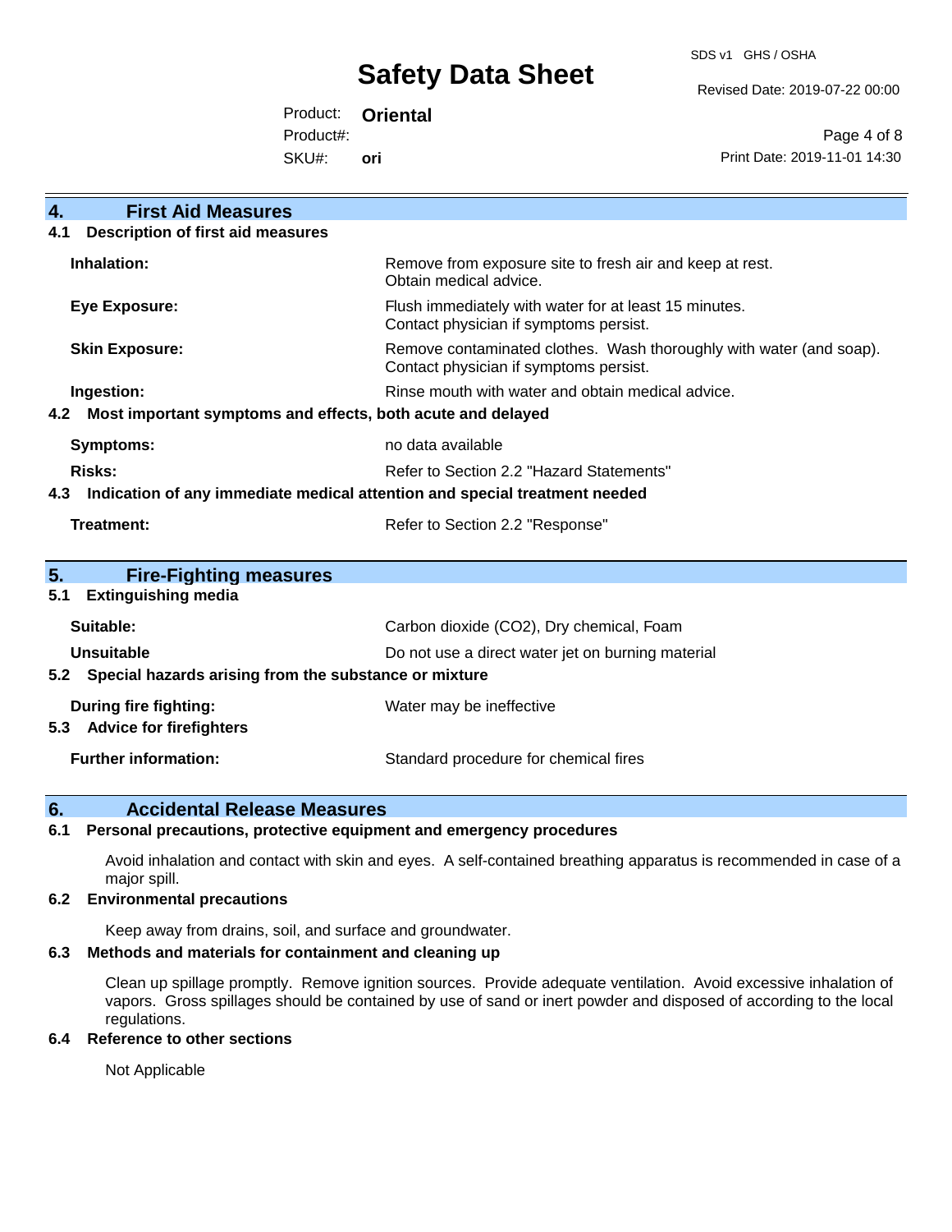## 4. First Aid Measures

### 4.1 Description of first aid measures

| | |
|---|---|
| **Inhalation:** | Remove from exposure site to fresh air and keep at rest. Obtain medical advice. |
| **Eye Exposure:** | Flush immediately with water for at least 15 minutes. Contact physician if symptoms persist. |
| **Skin Exposure:** | Remove contaminated clothes. Wash thoroughly with water (and soap). Contact physician if symptoms persist. |
| **Ingestion:** | Rinse mouth with water and obtain medical advice. |

### 4.2 Most important symptoms and effects, both acute and delayed

| | |
|---|---|
| **Symptoms:** | no data available |
| **Risks:** | Refer to Section 2.2 "Hazard Statements" |

### 4.3 Indication of any immediate medical attention and special treatment needed

| | |
|---|---|
| **Treatment:** | Refer to Section 2.2 "Response" |

## 5. Fire-Fighting measures

### 5.1 Extinguishing media

| | |
|---|---|
| **Suitable:** | Carbon dioxide ($CO_2$), Dry chemical, Foam |
| **Unsuitable** | Do not use a direct water jet on burning material |

### 5.2 Special hazards arising from the substance or mixture

| | |
|---|---|
| **During fire fighting:** | Water may be ineffective |

### 5.3 Advice for firefighters

| | |
|---|---|
| **Further information:** | Standard procedure for chemical fires |

## 6. Accidental Release Measures

### 6.1 Personal precautions, protective equipment and emergency procedures

Avoid inhalation and contact with skin and eyes. A self-contained breathing apparatus is recommended in case of a major spill.

### 6.2 Environmental precautions

Keep away from drains, soil, and surface and groundwater.

### 6.3 Methods and materials for containment and cleaning up

Clean up spillage promptly. Remove ignition sources. Provide adequate ventilation. Avoid excessive inhalation of vapors. Gross spillages should be contained by use of sand or inert powder and disposed of according to the local regulations.

### 6.4 Reference to other sections

Not Applicable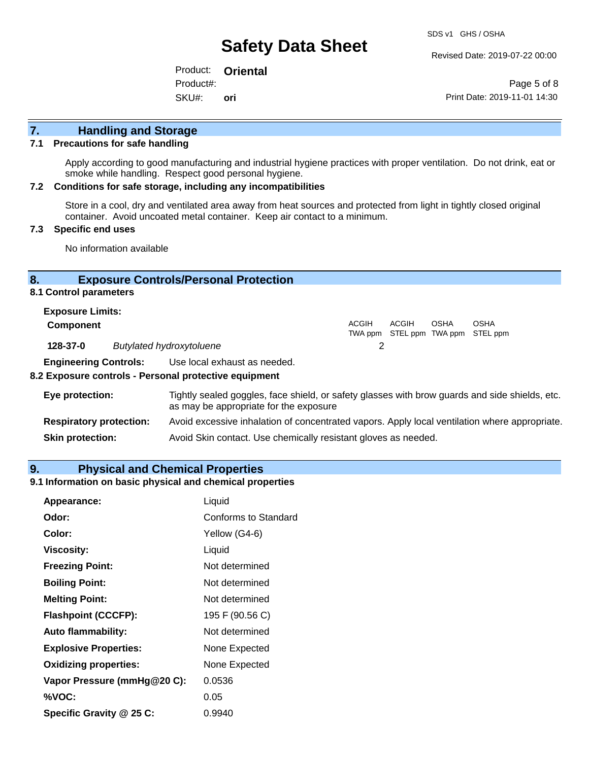## 7. Handling and Storage

### 7.1 Precautions for safe handling

Apply according to good manufacturing and industrial hygiene practices with proper ventilation. Do not drink, eat or smoke while handling. Respect good personal hygiene.

### 7.2 Conditions for safe storage, including any incompatibilities

Store in a cool, dry and ventilated area away from heat sources and protected from light in tightly closed original container. Avoid uncoated metal container. Keep air contact to a minimum.

### 7.3 Specific end uses

No information available

## 8. Exposure Controls/Personal Protection

### 8.1 Control parameters

**Exposure Limits:**

| Component | | ACGIH TWA ppm | ACGIH STEL ppm | OSHA TWA ppm | OSHA STEL ppm |
|---|---|---|---|---|---|
| **128-37-0** | *Butylated hydroxytoluene* | 2 | | | |

**Engineering Controls:** Use local exhaust as needed.

### 8.2 Exposure controls - Personal protective equipment

**Eye protection:** Tightly sealed goggles, face shield, or safety glasses with brow guards and side shields, etc. as may be appropriate for the exposure

**Respiratory protection:** Avoid excessive inhalation of concentrated vapors. Apply local ventilation where appropriate.

**Skin protection:** Avoid Skin contact. Use chemically resistant gloves as needed.

## 9. Physical and Chemical Properties

### 9.1 Information on basic physical and chemical properties

| | |
|---|---|
| **Appearance:** | Liquid |
| **Odor:** | Conforms to Standard |
| **Color:** | Yellow (G4-6) |
| **Viscosity:** | Liquid |
| **Freezing Point:** | Not determined |
| **Boiling Point:** | Not determined |
| **Melting Point:** | Not determined |
| **Flashpoint (CCCFP):** | 195 F (90.56 C) |
| **Auto flammability:** | Not determined |
| **Explosive Properties:** | None Expected |
| **Oxidizing properties:** | None Expected |
| **Vapor Pressure (mmHg@20 C):** | 0.0536 |
| **%VOC:** | 0.05 |
| **Specific Gravity @ 25 C:** | 0.9940 |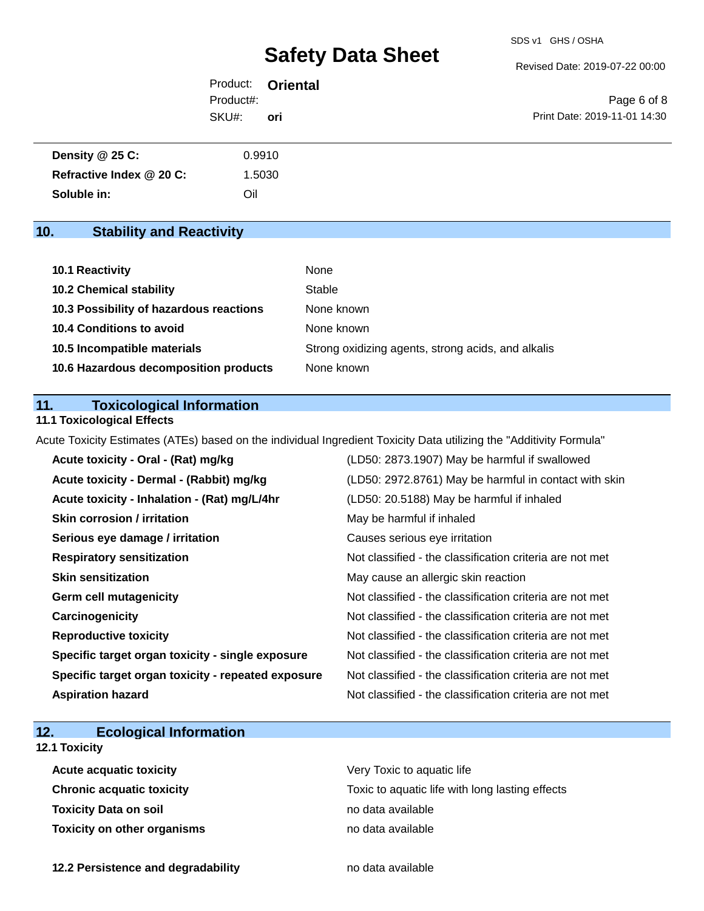| | |
|---|---|
| **Density @ 25 C:** | 0.9910 |
| **Refractive Index @ 20 C:** | 1.5030 |
| **Soluble in:** | Oil |

## 10. Stability and Reactivity

| | |
|---|---|
| **10.1 Reactivity** | None |
| **10.2 Chemical stability** | Stable |
| **10.3 Possibility of hazardous reactions** | None known |
| **10.4 Conditions to avoid** | None known |
| **10.5 Incompatible materials** | Strong oxidizing agents, strong acids, and alkalis |
| **10.6 Hazardous decomposition products** | None known |

## 11. Toxicological Information

### 11.1 Toxicological Effects

Acute Toxicity Estimates (ATEs) based on the individual Ingredient Toxicity Data utilizing the "Additivity Formula"

| | |
|---|---|
| **Acute toxicity - Oral - (Rat) mg/kg** | (LD50: 2873.1907) May be harmful if swallowed |
| **Acute toxicity - Dermal - (Rabbit) mg/kg** | (LD50: 2972.8761) May be harmful in contact with skin |
| **Acute toxicity - Inhalation - (Rat) mg/L/4hr** | (LD50: 20.5188) May be harmful if inhaled |
| **Skin corrosion / irritation** | May be harmful if inhaled |
| **Serious eye damage / irritation** | Causes serious eye irritation |
| **Respiratory sensitization** | Not classified - the classification criteria are not met |
| **Skin sensitization** | May cause an allergic skin reaction |
| **Germ cell mutagenicity** | Not classified - the classification criteria are not met |
| **Carcinogenicity** | Not classified - the classification criteria are not met |
| **Reproductive toxicity** | Not classified - the classification criteria are not met |
| **Specific target organ toxicity - single exposure** | Not classified - the classification criteria are not met |
| **Specific target organ toxicity - repeated exposure** | Not classified - the classification criteria are not met |
| **Aspiration hazard** | Not classified - the classification criteria are not met |

## 12. Ecological Information

### 12.1 Toxicity

| | |
|---|---|
| **Acute acquatic toxicity** | Very Toxic to aquatic life |
| **Chronic acquatic toxicity** | Toxic to aquatic life with long lasting effects |
| **Toxicity Data on soil** | no data available |
| **Toxicity on other organisms** | no data available |

| | |
|---|---|
| **12.2 Persistence and degradability** | no data available |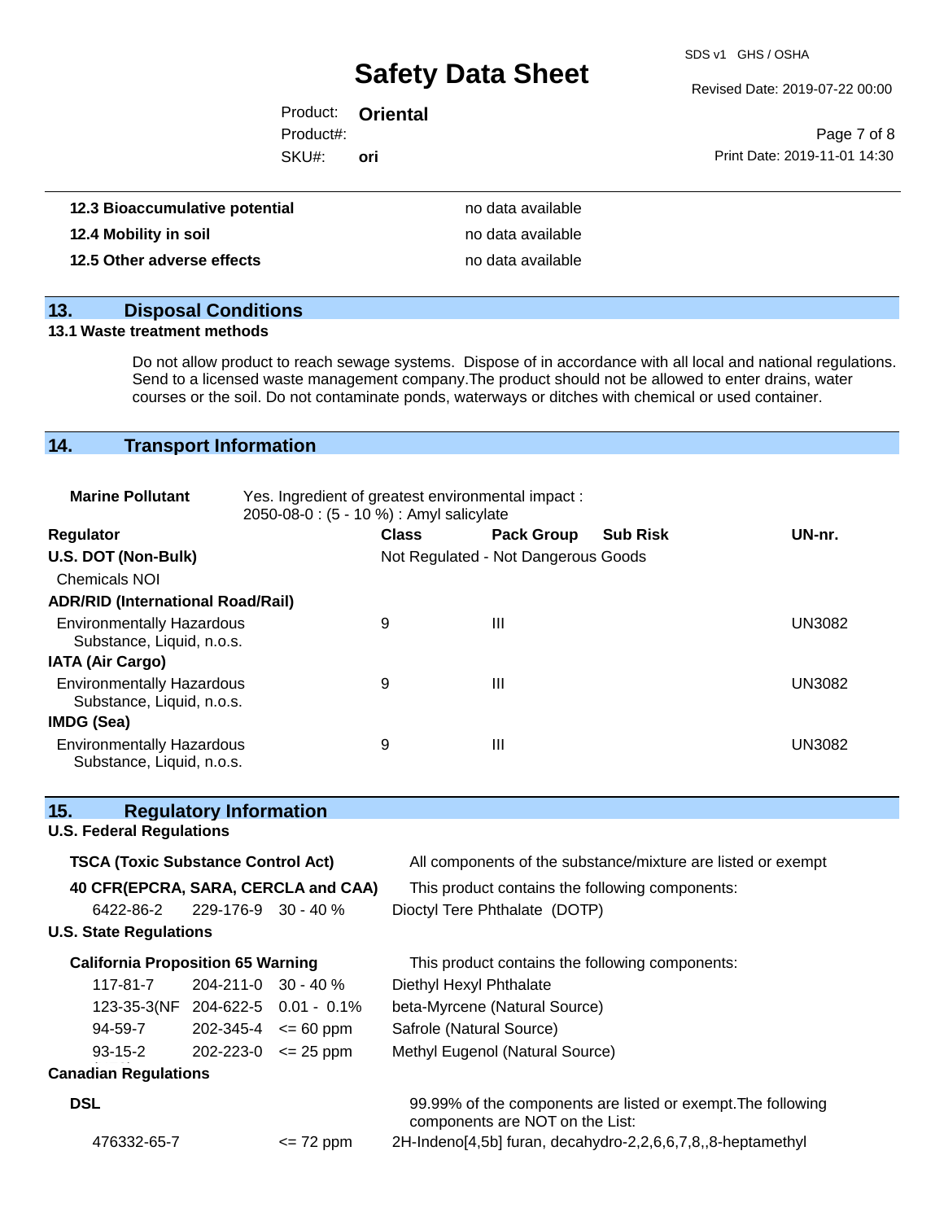| | |
|---|---|
| **12.3 Bioaccumulative potential** | no data available |
| **12.4 Mobility in soil** | no data available |
| **12.5 Other adverse effects** | no data available |

## 13. Disposal Conditions

### 13.1 Waste treatment methods

Do not allow product to reach sewage systems. Dispose of in accordance with all local and national regulations. Send to a licensed waste management company.The product should not be allowed to enter drains, water courses or the soil. Do not contaminate ponds, waterways or ditches with chemical or used container.

## 14. Transport Information

**Marine Pollutant** Yes. Ingredient of greatest environmental impact : 2050-08-0 : (5 - 10 %) : Amyl salicylate

| Regulator | Class | Pack Group | Sub Risk | UN-nr. |
|---|---|---|---|---|
| **U.S. DOT (Non-Bulk)** | Not Regulated - Not Dangerous Goods | | | |
| Chemicals NOI | | | | |
| **ADR/RID (International Road/Rail)** | | | | |
| Environmentally Hazardous Substance, Liquid, n.o.s. | 9 | III | | UN3082 |
| **IATA (Air Cargo)** | | | | |
| Environmentally Hazardous Substance, Liquid, n.o.s. | 9 | III | | UN3082 |
| **IMDG (Sea)** | | | | |
| Environmentally Hazardous Substance, Liquid, n.o.s. | 9 | III | | UN3082 |

## 15. Regulatory Information

### U.S. Federal Regulations

**TSCA (Toxic Substance Control Act)** All components of the substance/mixture are listed or exempt

**40 CFR(EPCRA, SARA, CERCLA and CAA)** This product contains the following components:

| | | | |
|---|---|---|---|
| 6422-86-2 | 229-176-9 | 30 - 40 % | Dioctyl Tere Phthalate (DOTP) |

### U.S. State Regulations

**California Proposition 65 Warning** This product contains the following components:

| | | | |
|---|---|---|---|
| 117-81-7 | 204-211-0 | 30 - 40 % | Diethyl Hexyl Phthalate |
| 123-35-3(NF | 204-622-5 | 0.01 - 0.1% | beta-Myrcene (Natural Source) |
| 94-59-7 | 202-345-4 | <= 60 ppm | Safrole (Natural Source) |
| 93-15-2 | 202-223-0 | <= 25 ppm | Methyl Eugenol (Natural Source) |

### Canadian Regulations

**DSL** 99.99% of the components are listed or exempt.The following components are NOT on the List:

| | | |
|---|---|---|
| 476332-65-7 | <= 72 ppm | 2H-Indeno[4,5b] furan, decahydro-2,2,6,6,7,8,,8-heptamethyl |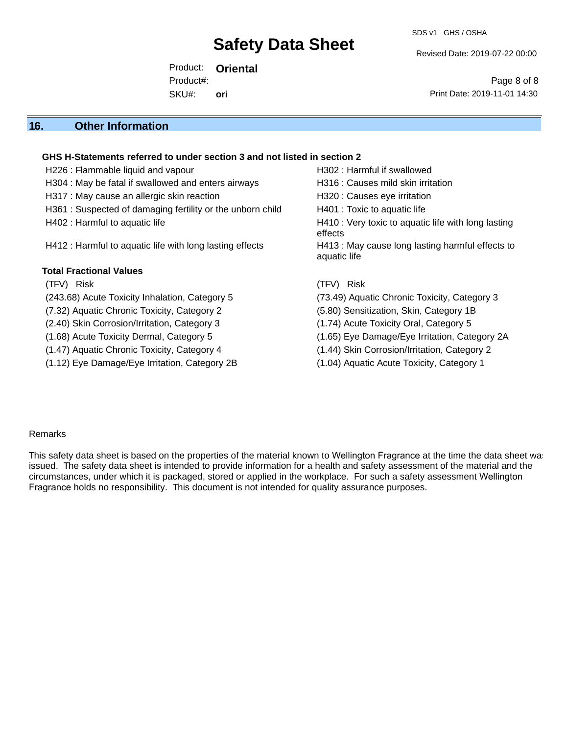## 16. Other Information

**GHS H-Statements referred to under section 3 and not listed in section 2**

H226 : Flammable liquid and vapour
H302 : Harmful if swallowed
H304 : May be fatal if swallowed and enters airways
H316 : Causes mild skin irritation
H317 : May cause an allergic skin reaction
H320 : Causes eye irritation
H361 : Suspected of damaging fertility or the unborn child
H401 : Toxic to aquatic life
H402 : Harmful to aquatic life
H410 : Very toxic to aquatic life with long lasting effects
H412 : Harmful to aquatic life with long lasting effects
H413 : May cause long lasting harmful effects to aquatic life

**Total Fractional Values**

| (TFV) Risk | (TFV) Risk |
|---|---|
| (243.68) Acute Toxicity Inhalation, Category 5 | (73.49) Aquatic Chronic Toxicity, Category 3 |
| (7.32) Aquatic Chronic Toxicity, Category 2 | (5.80) Sensitization, Skin, Category 1B |
| (2.40) Skin Corrosion/Irritation, Category 3 | (1.74) Acute Toxicity Oral, Category 5 |
| (1.68) Acute Toxicity Dermal, Category 5 | (1.65) Eye Damage/Eye Irritation, Category 2A |
| (1.47) Aquatic Chronic Toxicity, Category 4 | (1.44) Skin Corrosion/Irritation, Category 2 |
| (1.12) Eye Damage/Eye Irritation, Category 2B | (1.04) Aquatic Acute Toxicity, Category 1 |

Remarks

This safety data sheet is based on the properties of the material known to Wellington Fragrance at the time the data sheet was issued. The safety data sheet is intended to provide information for a health and safety assessment of the material and the circumstances, under which it is packaged, stored or applied in the workplace. For such a safety assessment Wellington Fragrance holds no responsibility. This document is not intended for quality assurance purposes.